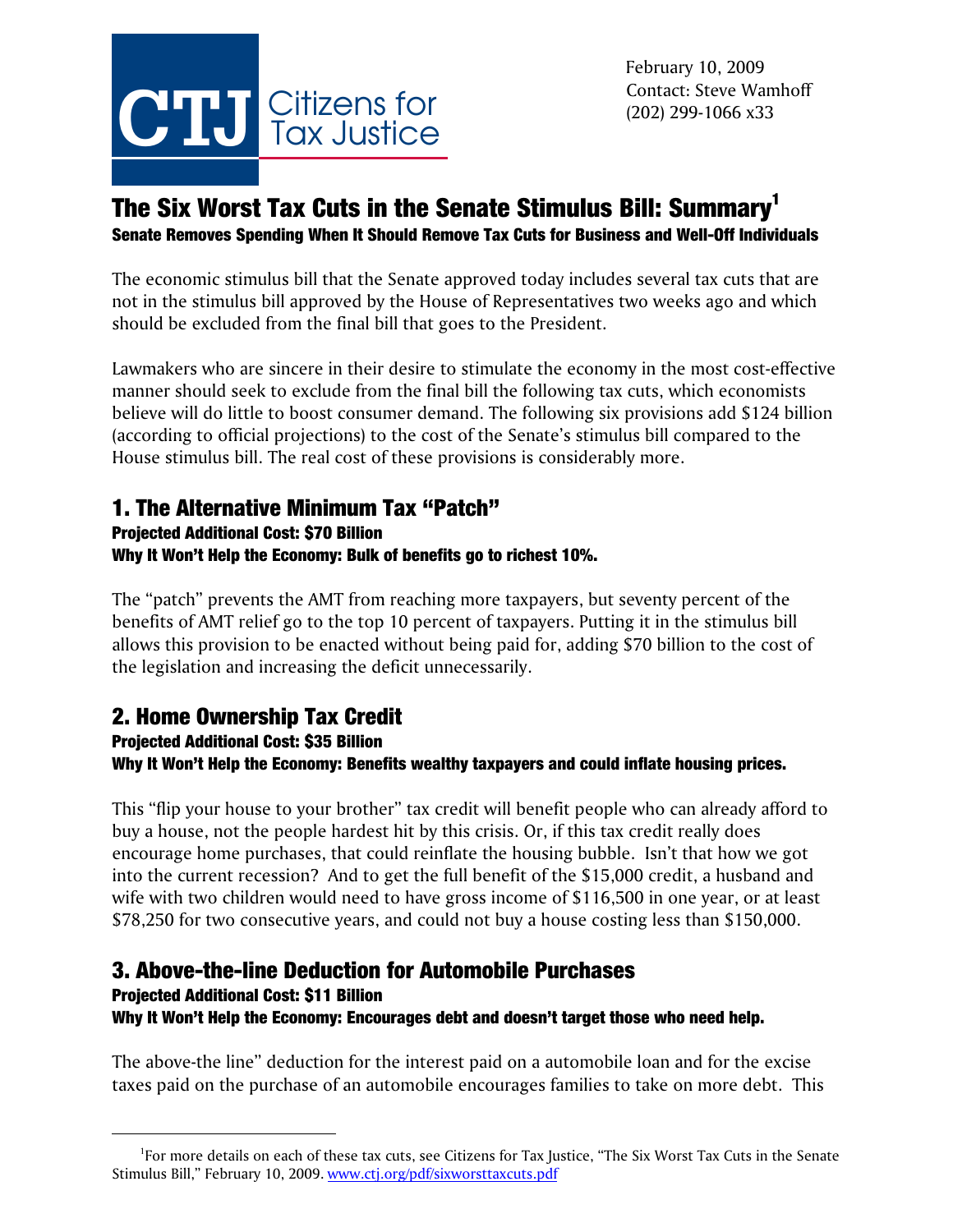Citizens for Tax Justice

February 10, 2009
Contact: Steve Wamhoff
(202) 299-1066 x33

# The Six Worst Tax Cuts in the Senate Stimulus Bill: Summary[1]

**Senate Removes Spending When It Should Remove Tax Cuts for Business and Well-Off Individuals**

The economic stimulus bill that the Senate approved today includes several tax cuts that are not in the stimulus bill approved by the House of Representatives two weeks ago and which should be excluded from the final bill that goes to the President.

Lawmakers who are sincere in their desire to stimulate the economy in the most cost-effective manner should seek to exclude from the final bill the following tax cuts, which economists believe will do little to boost consumer demand. The following six provisions add $124 billion (according to official projections) to the cost of the Senate's stimulus bill compared to the House stimulus bill. The real cost of these provisions is considerably more.

## 1. The Alternative Minimum Tax "Patch"

**Projected Additional Cost: $70 Billion**
**Why It Won't Help the Economy: Bulk of benefits go to richest 10%.**

The "patch" prevents the AMT from reaching more taxpayers, but seventy percent of the benefits of AMT relief go to the top 10 percent of taxpayers. Putting it in the stimulus bill allows this provision to be enacted without being paid for, adding $70 billion to the cost of the legislation and increasing the deficit unnecessarily.

## 2. Home Ownership Tax Credit

**Projected Additional Cost: $35 Billion**
**Why It Won't Help the Economy: Benefits wealthy taxpayers and could inflate housing prices.**

This "flip your house to your brother" tax credit will benefit people who can already afford to buy a house, not the people hardest hit by this crisis. Or, if this tax credit really does encourage home purchases, that could reinflate the housing bubble. Isn't that how we got into the current recession? And to get the full benefit of the $15,000 credit, a husband and wife with two children would need to have gross income of $116,500 in one year, or at least $78,250 for two consecutive years, and could not buy a house costing less than $150,000.

## 3. Above-the-line Deduction for Automobile Purchases

**Projected Additional Cost: $11 Billion**
**Why It Won't Help the Economy: Encourages debt and doesn't target those who need help.**

The above-the line" deduction for the interest paid on a automobile loan and for the excise taxes paid on the purchase of an automobile encourages families to take on more debt. This

[1]For more details on each of these tax cuts, see Citizens for Tax Justice, "The Six Worst Tax Cuts in the Senate Stimulus Bill," February 10, 2009. www.ctj.org/pdf/sixworsttaxcuts.pdf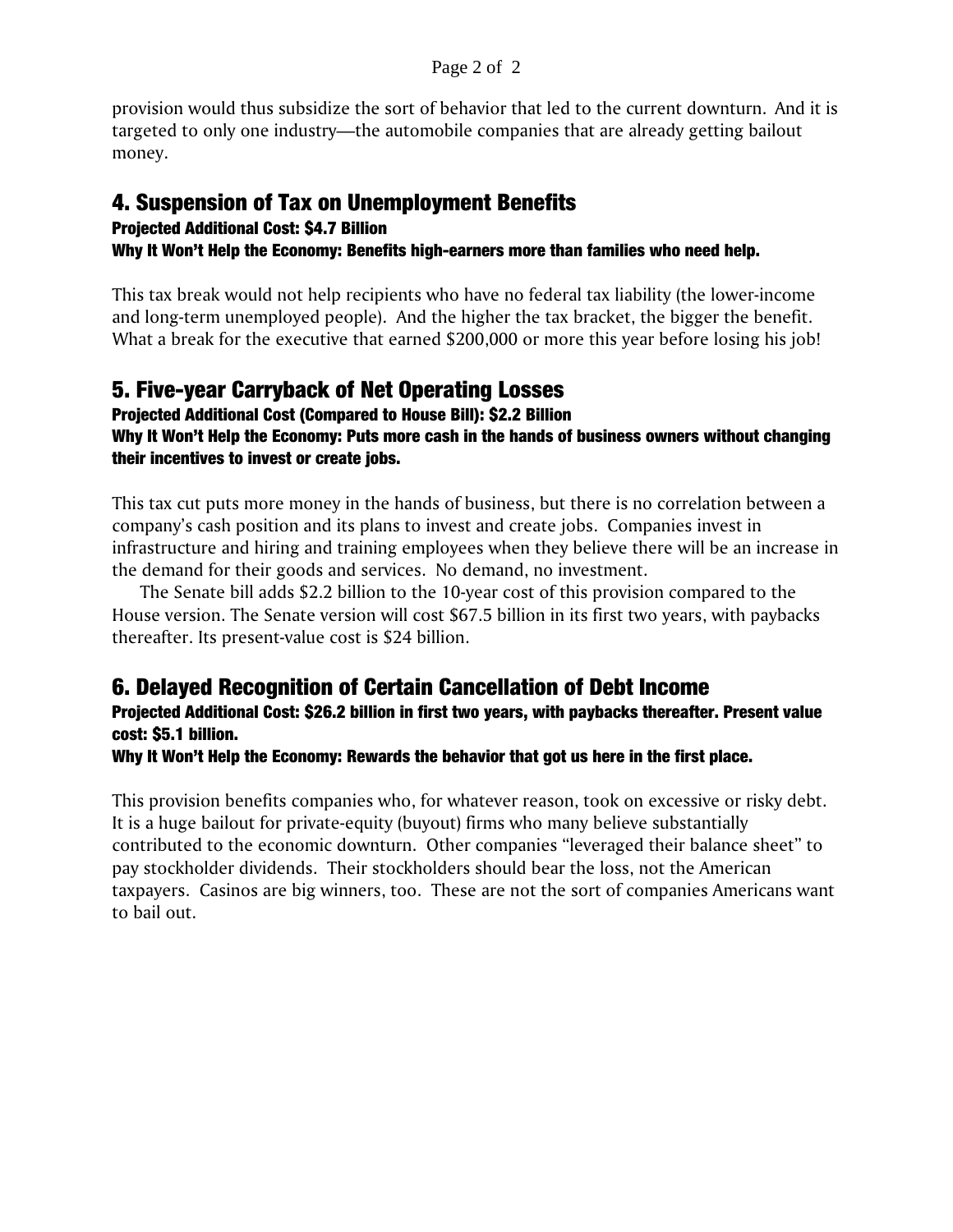provision would thus subsidize the sort of behavior that led to the current downturn. And it is targeted to only one industry—the automobile companies that are already getting bailout money.

## 4. Suspension of Tax on Unemployment Benefits

**Projected Additional Cost: $4.7 Billion**

**Why It Won't Help the Economy: Benefits high-earners more than families who need help.**

This tax break would not help recipients who have no federal tax liability (the lower-income and long-term unemployed people). And the higher the tax bracket, the bigger the benefit. What a break for the executive that earned $200,000 or more this year before losing his job!

## 5. Five-year Carryback of Net Operating Losses

**Projected Additional Cost (Compared to House Bill): $2.2 Billion**

**Why It Won't Help the Economy: Puts more cash in the hands of business owners without changing their incentives to invest or create jobs.**

This tax cut puts more money in the hands of business, but there is no correlation between a company's cash position and its plans to invest and create jobs. Companies invest in infrastructure and hiring and training employees when they believe there will be an increase in the demand for their goods and services. No demand, no investment.

The Senate bill adds $2.2 billion to the 10-year cost of this provision compared to the House version. The Senate version will cost $67.5 billion in its first two years, with paybacks thereafter. Its present-value cost is $24 billion.

## 6. Delayed Recognition of Certain Cancellation of Debt Income

**Projected Additional Cost: $26.2 billion in first two years, with paybacks thereafter. Present value cost: $5.1 billion.**

**Why It Won't Help the Economy: Rewards the behavior that got us here in the first place.**

This provision benefits companies who, for whatever reason, took on excessive or risky debt. It is a huge bailout for private-equity (buyout) firms who many believe substantially contributed to the economic downturn. Other companies "leveraged their balance sheet" to pay stockholder dividends. Their stockholders should bear the loss, not the American taxpayers. Casinos are big winners, too. These are not the sort of companies Americans want to bail out.